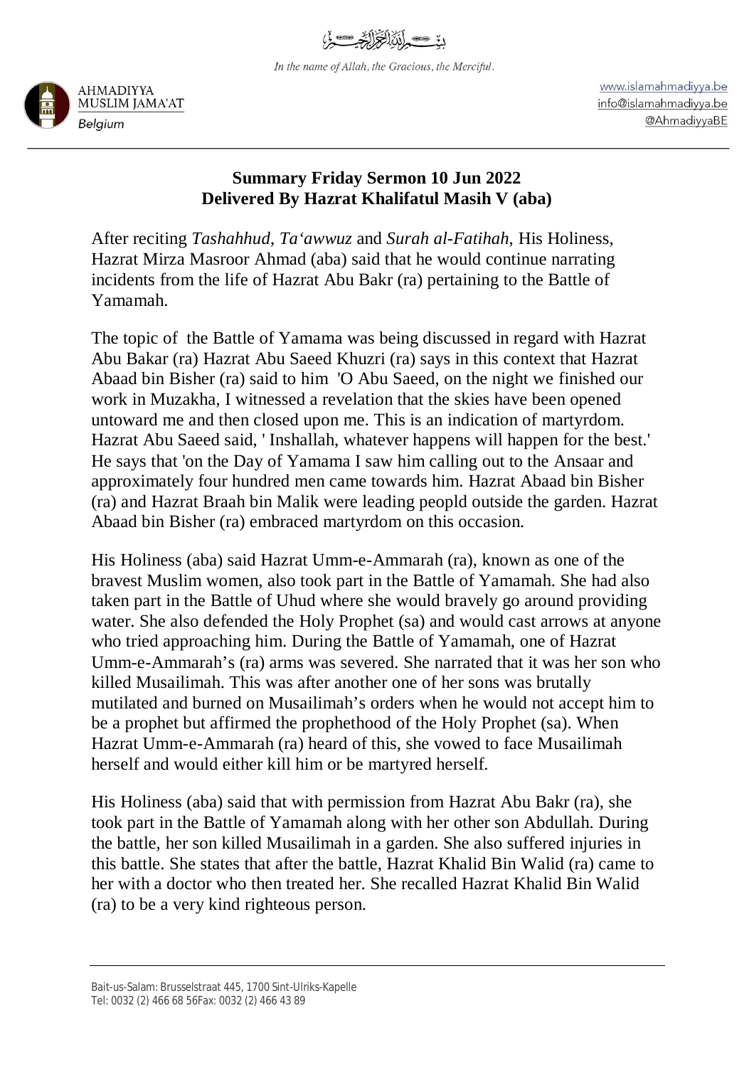بِسۡمِ اللّٰہِ الرَّحۡمٰنِ الرَّحِیۡمِ

*In the name of Allah, the Gracious, the Merciful.*

AHMADIYYA MUSLIM JAMA'AT
*Belgium*

www.islamahmadiyya.be
info@islamahmadiyya.be
@AhmadiyyaBE

**Summary Friday Sermon 10 Jun 2022**
**Delivered By Hazrat Khalifatul Masih V (aba)**

After reciting *Tashahhud*, *Ta'awwuz* and *Surah al-Fatihah*, His Holiness, Hazrat Mirza Masroor Ahmad (aba) said that he would continue narrating incidents from the life of Hazrat Abu Bakr (ra) pertaining to the Battle of Yamamah.

The topic of the Battle of Yamama was being discussed in regard with Hazrat Abu Bakar (ra) Hazrat Abu Saeed Khuzri (ra) says in this context that Hazrat Abaad bin Bisher (ra) said to him 'O Abu Saeed, on the night we finished our work in Muzakha, I witnessed a revelation that the skies have been opened untoward me and then closed upon me. This is an indication of martyrdom. Hazrat Abu Saeed said, ' Inshallah, whatever happens will happen for the best.' He says that 'on the Day of Yamama I saw him calling out to the Ansaar and approximately four hundred men came towards him. Hazrat Abaad bin Bisher (ra) and Hazrat Braah bin Malik were leading peopld outside the garden. Hazrat Abaad bin Bisher (ra) embraced martyrdom on this occasion.

His Holiness (aba) said Hazrat Umm-e-Ammarah (ra), known as one of the bravest Muslim women, also took part in the Battle of Yamamah. She had also taken part in the Battle of Uhud where she would bravely go around providing water. She also defended the Holy Prophet (sa) and would cast arrows at anyone who tried approaching him. During the Battle of Yamamah, one of Hazrat Umm-e-Ammarah's (ra) arms was severed. She narrated that it was her son who killed Musailimah. This was after another one of her sons was brutally mutilated and burned on Musailimah's orders when he would not accept him to be a prophet but affirmed the prophethood of the Holy Prophet (sa). When Hazrat Umm-e-Ammarah (ra) heard of this, she vowed to face Musailimah herself and would either kill him or be martyred herself.

His Holiness (aba) said that with permission from Hazrat Abu Bakr (ra), she took part in the Battle of Yamamah along with her other son Abdullah. During the battle, her son killed Musailimah in a garden. She also suffered injuries in this battle. She states that after the battle, Hazrat Khalid Bin Walid (ra) came to her with a doctor who then treated her. She recalled Hazrat Khalid Bin Walid (ra) to be a very kind righteous person.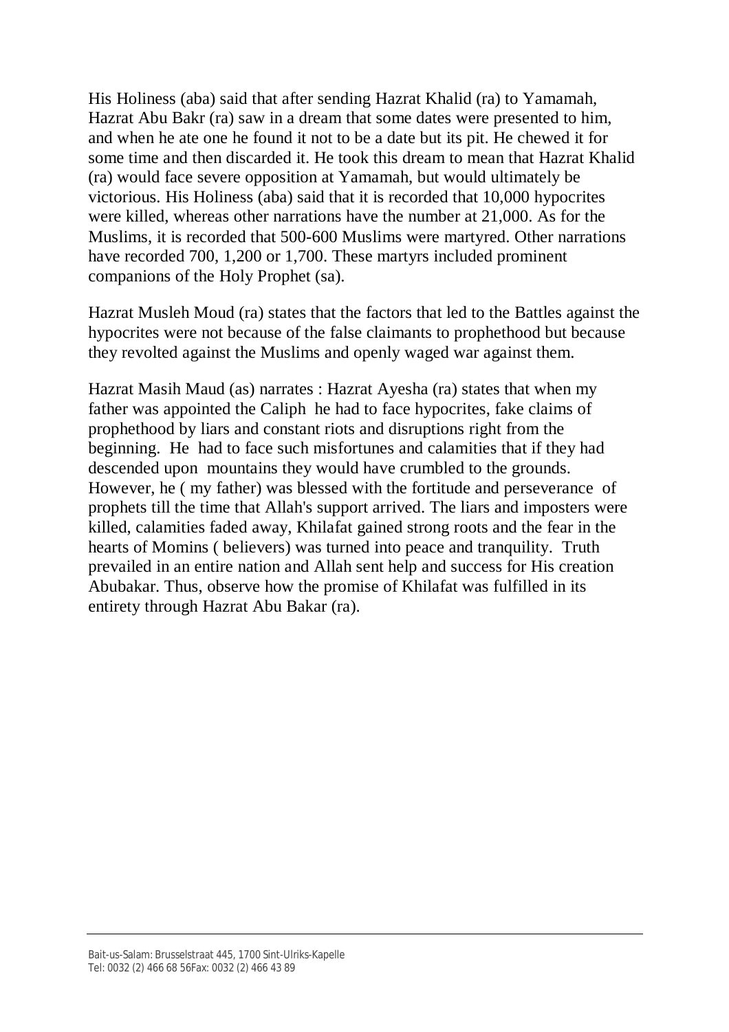His Holiness (aba) said that after sending Hazrat Khalid (ra) to Yamamah, Hazrat Abu Bakr (ra) saw in a dream that some dates were presented to him, and when he ate one he found it not to be a date but its pit. He chewed it for some time and then discarded it. He took this dream to mean that Hazrat Khalid (ra) would face severe opposition at Yamamah, but would ultimately be victorious. His Holiness (aba) said that it is recorded that 10,000 hypocrites were killed, whereas other narrations have the number at 21,000. As for the Muslims, it is recorded that 500-600 Muslims were martyred. Other narrations have recorded 700, 1,200 or 1,700. These martyrs included prominent companions of the Holy Prophet (sa).

Hazrat Musleh Moud (ra) states that the factors that led to the Battles against the hypocrites were not because of the false claimants to prophethood but because they revolted against the Muslims and openly waged war against them.

Hazrat Masih Maud (as) narrates : Hazrat Ayesha (ra) states that when my father was appointed the Caliph he had to face hypocrites, fake claims of prophethood by liars and constant riots and disruptions right from the beginning. He had to face such misfortunes and calamities that if they had descended upon mountains they would have crumbled to the grounds. However, he ( my father) was blessed with the fortitude and perseverance of prophets till the time that Allah's support arrived. The liars and imposters were killed, calamities faded away, Khilafat gained strong roots and the fear in the hearts of Momins ( believers) was turned into peace and tranquility. Truth prevailed in an entire nation and Allah sent help and success for His creation Abubakar. Thus, observe how the promise of Khilafat was fulfilled in its entirety through Hazrat Abu Bakar (ra).